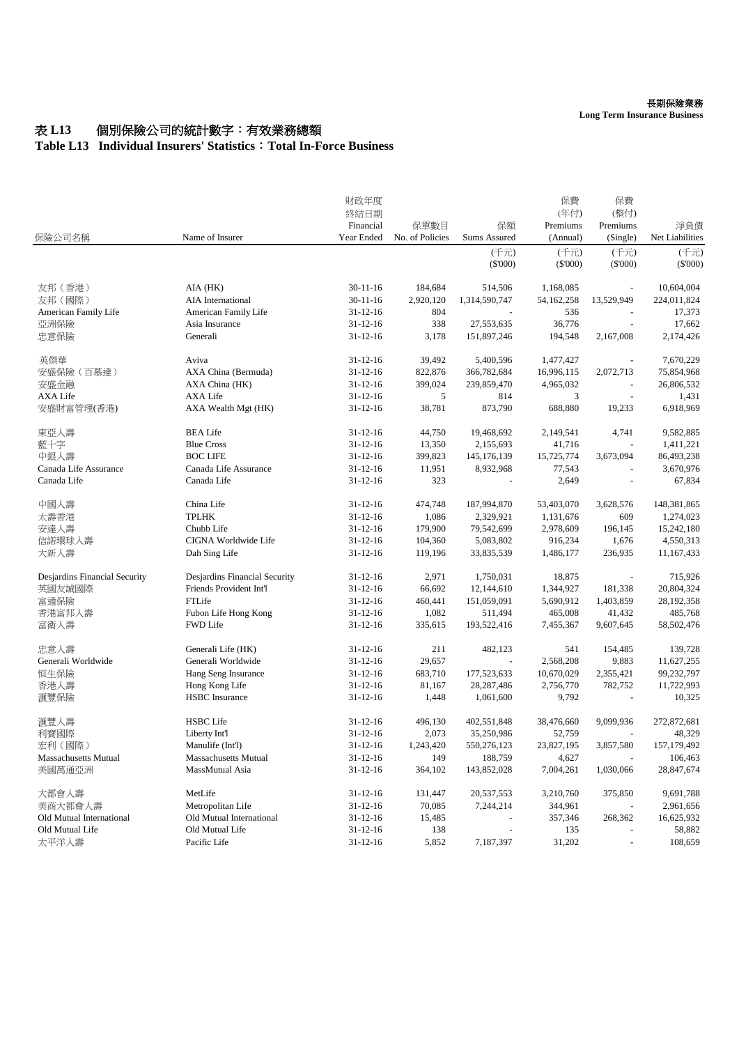**長期保險業務**
**Long Term Insurance Business**

# 表 L13　個別保險公司的統計數字：有效業務總額
# Table L13　Individual Insurers' Statistics：Total In-Force Business

| 保險公司名稱 | Name of Insurer | 財政年度終結日期 Financial Year Ended | 保單數目 No. of Policies | 保額 Sums Assured | 保費 (年付) Premiums (Annual) | 保費 (整付) Premiums (Single) | 淨負債 Net Liabilities |
|---|---|---|---|---|---|---|---|
| | | | | (千元) ($'000) | (千元) ($'000) | (千元) ($'000) | (千元) ($'000) |
| 友邦（香港） | AIA (HK) | 30-11-16 | 184,684 | 514,506 | 1,168,085 | - | 10,604,004 |
| 友邦（國際） | AIA International | 30-11-16 | 2,920,120 | 1,314,590,747 | 54,162,258 | 13,529,949 | 224,011,824 |
| American Family Life | American Family Life | 31-12-16 | 804 | - | 536 | - | 17,373 |
| 亞洲保險 | Asia Insurance | 31-12-16 | 338 | 27,553,635 | 36,776 | - | 17,662 |
| 忠意保險 | Generali | 31-12-16 | 3,178 | 151,897,246 | 194,548 | 2,167,008 | 2,174,426 |
| 英傑華 | Aviva | 31-12-16 | 39,492 | 5,400,596 | 1,477,427 | - | 7,670,229 |
| 安盛保險（百慕達） | AXA China (Bermuda) | 31-12-16 | 822,876 | 366,782,684 | 16,996,115 | 2,072,713 | 75,854,968 |
| 安盛金融 | AXA China (HK) | 31-12-16 | 399,024 | 239,859,470 | 4,965,032 | - | 26,806,532 |
| AXA Life | AXA Life | 31-12-16 | 5 | 814 | 3 | - | 1,431 |
| 安盛財富管理(香港) | AXA Wealth Mgt (HK) | 31-12-16 | 38,781 | 873,790 | 688,880 | 19,233 | 6,918,969 |
| 東亞人壽 | BEA Life | 31-12-16 | 44,750 | 19,468,692 | 2,149,541 | 4,741 | 9,582,885 |
| 藍十字 | Blue Cross | 31-12-16 | 13,350 | 2,155,693 | 41,716 | - | 1,411,221 |
| 中銀人壽 | BOC LIFE | 31-12-16 | 399,823 | 145,176,139 | 15,725,774 | 3,673,094 | 86,493,238 |
| Canada Life Assurance | Canada Life Assurance | 31-12-16 | 11,951 | 8,932,968 | 77,543 | - | 3,670,976 |
| Canada Life | Canada Life | 31-12-16 | 323 | - | 2,649 | - | 67,834 |
| 中國人壽 | China Life | 31-12-16 | 474,748 | 187,994,870 | 53,403,070 | 3,628,576 | 148,381,865 |
| 太壽香港 | TPLHK | 31-12-16 | 1,086 | 2,329,921 | 1,131,676 | 609 | 1,274,023 |
| 安達人壽 | Chubb Life | 31-12-16 | 179,900 | 79,542,699 | 2,978,609 | 196,145 | 15,242,180 |
| 信諾環球人壽 | CIGNA Worldwide Life | 31-12-16 | 104,360 | 5,083,802 | 916,234 | 1,676 | 4,550,313 |
| 大新人壽 | Dah Sing Life | 31-12-16 | 119,196 | 33,835,539 | 1,486,177 | 236,935 | 11,167,433 |
| Desjardins Financial Security | Desjardins Financial Security | 31-12-16 | 2,971 | 1,750,031 | 18,875 | - | 715,926 |
| 英國友誠國際 | Friends Provident Int'l | 31-12-16 | 66,692 | 12,144,610 | 1,344,927 | 181,338 | 20,804,324 |
| 富通保險 | FTLife | 31-12-16 | 460,441 | 151,059,091 | 5,690,912 | 1,403,859 | 28,192,358 |
| 香港富邦人壽 | Fubon Life Hong Kong | 31-12-16 | 1,082 | 511,494 | 465,008 | 41,432 | 485,768 |
| 富衛人壽 | FWD Life | 31-12-16 | 335,615 | 193,522,416 | 7,455,367 | 9,607,645 | 58,502,476 |
| 忠意人壽 | Generali Life (HK) | 31-12-16 | 211 | 482,123 | 541 | 154,485 | 139,728 |
| Generali Worldwide | Generali Worldwide | 31-12-16 | 29,657 | - | 2,568,208 | 9,883 | 11,627,255 |
| 恒生保險 | Hang Seng Insurance | 31-12-16 | 683,710 | 177,523,633 | 10,670,029 | 2,355,421 | 99,232,797 |
| 香港人壽 | Hong Kong Life | 31-12-16 | 81,167 | 28,287,486 | 2,756,770 | 782,752 | 11,722,993 |
| 滙豐保險 | HSBC Insurance | 31-12-16 | 1,448 | 1,061,600 | 9,792 | - | 10,325 |
| 滙豐人壽 | HSBC Life | 31-12-16 | 496,130 | 402,551,848 | 38,476,660 | 9,099,936 | 272,872,681 |
| 利寶國際 | Liberty Int'l | 31-12-16 | 2,073 | 35,250,986 | 52,759 | - | 48,329 |
| 宏利（國際） | Manulife (Int'l) | 31-12-16 | 1,243,420 | 550,276,123 | 23,827,195 | 3,857,580 | 157,179,492 |
| Massachusetts Mutual | Massachusetts Mutual | 31-12-16 | 149 | 188,759 | 4,627 | - | 106,463 |
| 美國萬通亞洲 | MassMutual Asia | 31-12-16 | 364,102 | 143,852,028 | 7,004,261 | 1,030,066 | 28,847,674 |
| 大都會人壽 | MetLife | 31-12-16 | 131,447 | 20,537,553 | 3,210,760 | 375,850 | 9,691,788 |
| 美商大都會人壽 | Metropolitan Life | 31-12-16 | 70,085 | 7,244,214 | 344,961 | - | 2,961,656 |
| Old Mutual International | Old Mutual International | 31-12-16 | 15,485 | - | 357,346 | 268,362 | 16,625,932 |
| Old Mutual Life | Old Mutual Life | 31-12-16 | 138 | - | 135 | - | 58,882 |
| 太平洋人壽 | Pacific Life | 31-12-16 | 5,852 | 7,187,397 | 31,202 | - | 108,659 |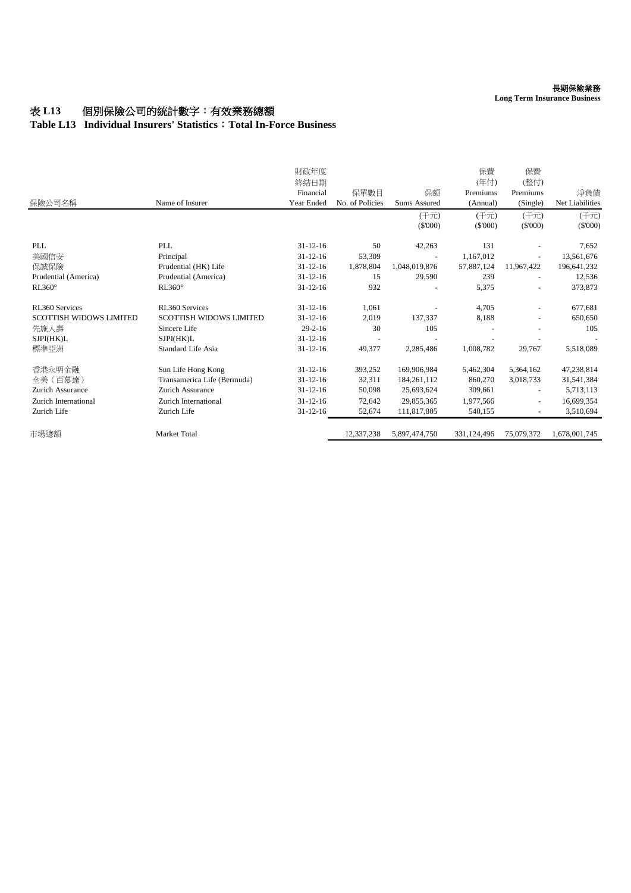**長期保險業務**
**Long Term Insurance Business**

# 表 L13 個別保險公司的統計數字：有效業務總額
# Table L13 Individual Insurers' Statistics：Total In-Force Business

| 保險公司名稱 | Name of Insurer | 財政年度 終結日期 Financial Year Ended | 保單數目 No. of Policies | 保額 Sums Assured | 保費 (年付) Premiums (Annual) | 保費 (整付) Premiums (Single) | 淨負債 Net Liabilities |
|---|---|---|---|---|---|---|---|
| | | | | (千元) ($'000) | (千元) ($'000) | (千元) ($'000) | (千元) ($'000) |
| PLL | PLL | 31-12-16 | 50 | 42,263 | 131 | - | 7,652 |
| 美國信安 | Principal | 31-12-16 | 53,309 | - | 1,167,012 | - | 13,561,676 |
| 保誠保險 | Prudential (HK) Life | 31-12-16 | 1,878,804 | 1,048,019,876 | 57,887,124 | 11,967,422 | 196,641,232 |
| Prudential (America) | Prudential (America) | 31-12-16 | 15 | 29,590 | 239 | - | 12,536 |
| RL360° | RL360° | 31-12-16 | 932 | - | 5,375 | - | 373,873 |
| RL360 Services | RL360 Services | 31-12-16 | 1,061 | - | 4,705 | - | 677,681 |
| SCOTTISH WIDOWS LIMITED | SCOTTISH WIDOWS LIMITED | 31-12-16 | 2,019 | 137,337 | 8,188 | - | 650,650 |
| 先施人壽 | Sincere Life | 29-2-16 | 30 | 105 | - | - | 105 |
| SJPI(HK)L | SJPI(HK)L | 31-12-16 | - | - | - | - | - |
| 標準亞洲 | Standard Life Asia | 31-12-16 | 49,377 | 2,285,486 | 1,008,782 | 29,767 | 5,518,089 |
| 香港永明金融 | Sun Life Hong Kong | 31-12-16 | 393,252 | 169,906,984 | 5,462,304 | 5,364,162 | 47,238,814 |
| 全美（百慕達） | Transamerica Life (Bermuda) | 31-12-16 | 32,311 | 184,261,112 | 860,270 | 3,018,733 | 31,541,384 |
| Zurich Assurance | Zurich Assurance | 31-12-16 | 50,098 | 25,693,624 | 309,661 | - | 5,713,113 |
| Zurich International | Zurich International | 31-12-16 | 72,642 | 29,855,365 | 1,977,566 | - | 16,699,354 |
| Zurich Life | Zurich Life | 31-12-16 | 52,674 | 111,817,805 | 540,155 | - | 3,510,694 |
| 市場總額 | Market Total | | 12,337,238 | 5,897,474,750 | 331,124,496 | 75,079,372 | 1,678,001,745 |